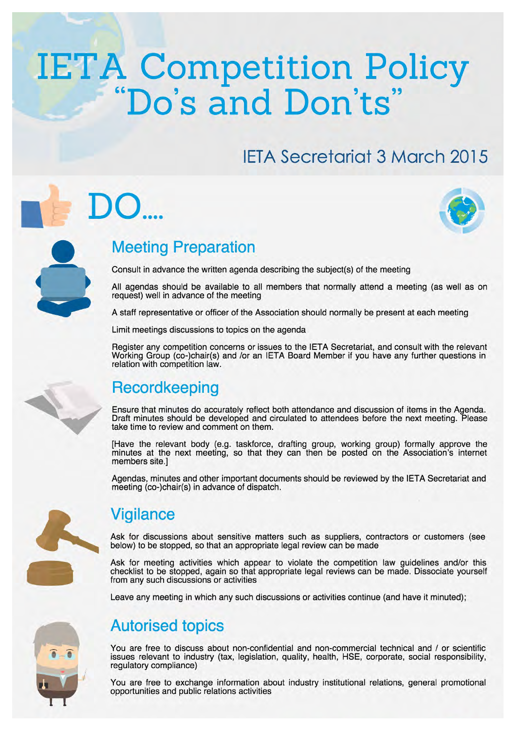# IETA Competition Policy "Do's and Don'ts"

IETA Secretariat 3 March 2015

## DO....

### Meeting Preparation

Consult in advance the written agenda describing the subject(s) of the meeting

All agendas should be available to all members that normally attend a meeting (as well as on request) well in advance of the meeting

A staff representative or officer of the Association should normally be present at each meeting

Limit meetings discussions to topics on the agenda

Register any competition concerns or issues to the IETA Secretariat, and consult with the relevant Working Group (co-)chair(s) and /or an IETA Board Member if you have any further questions in relation with competition law.

### Recordkeeping

Ensure that minutes do accurately reflect both attendance and discussion of items in the Agenda. Draft minutes should be developed and circulated to attendees before the next meeting. Please take time to review and comment on them.

[Have the relevant body (e.g. taskforce, drafting group, working group) formally approve the minutes at the next meeting, so that they can then be posted on the Association's internet members site.]

Agendas, minutes and other important documents should be reviewed by the IETA Secretariat and meeting (co-)chair(s) in advance of dispatch.

### Vigilance

Ask for discussions about sensitive matters such as suppliers, contractors or customers (see below) to be stopped, so that an appropriate legal review can be made

Ask for meeting activities which appear to violate the competition law guidelines and/or this checklist to be stopped, again so that appropriate legal reviews can be made. Dissociate yourself from any such discussions or activities

Leave any meeting in which any such discussions or activities continue (and have it minuted);

### Autorised topics

You are free to discuss about non-confidential and non-commercial technical and / or scientific issues relevant to industry (tax, legislation, quality, health, HSE, corporate, social responsibility, regulatory compliance)

You are free to exchange information about industry institutional relations, general promotional opportunities and public relations activities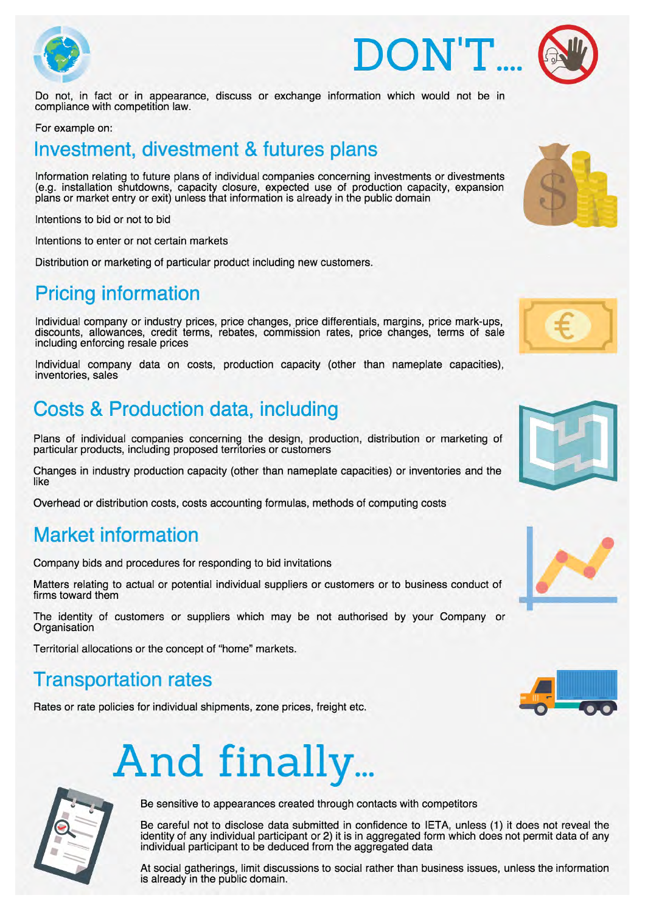# DON'T....

Do not, in fact or in appearance, discuss or exchange information which would not be in compliance with competition law.

For example on:

## Investment, divestment & futures plans

Information relating to future plans of individual companies concerning investments or divestments (e.g. installation shutdowns, capacity closure, expected use of production capacity, expansion plans or market entry or exit) unless that information is already in the public domain

Intentions to bid or not to bid

Intentions to enter or not certain markets

Distribution or marketing of particular product including new customers.

## Pricing information

Individual company or industry prices, price changes, price differentials, margins, price mark-ups, discounts, allowances, credit terms, rebates, commission rates, price changes, terms of sale including enforcing resale prices

Individual company data on costs, production capacity (other than nameplate capacities), inventories, sales

## Costs & Production data, including

Plans of individual companies concerning the design, production, distribution or marketing of particular products, including proposed territories or customers

Changes in industry production capacity (other than nameplate capacities) or inventories and the like

Overhead or distribution costs, costs accounting formulas, methods of computing costs

## Market information

Company bids and procedures for responding to bid invitations

Matters relating to actual or potential individual suppliers or customers or to business conduct of firms toward them

The identity of customers or suppliers which may be not authorised by your Company or Organisation

Territorial allocations or the concept of "home" markets.

## Transportation rates

Rates or rate policies for individual shipments, zone prices, freight etc.

# And finally...

Be sensitive to appearances created through contacts with competitors

Be careful not to disclose data submitted in confidence to IETA, unless (1) it does not reveal the identity of any individual participant or 2) it is in aggregated form which does not permit data of any individual participant to be deduced from the aggregated data

At social gatherings, limit discussions to social rather than business issues, unless the information is already in the public domain.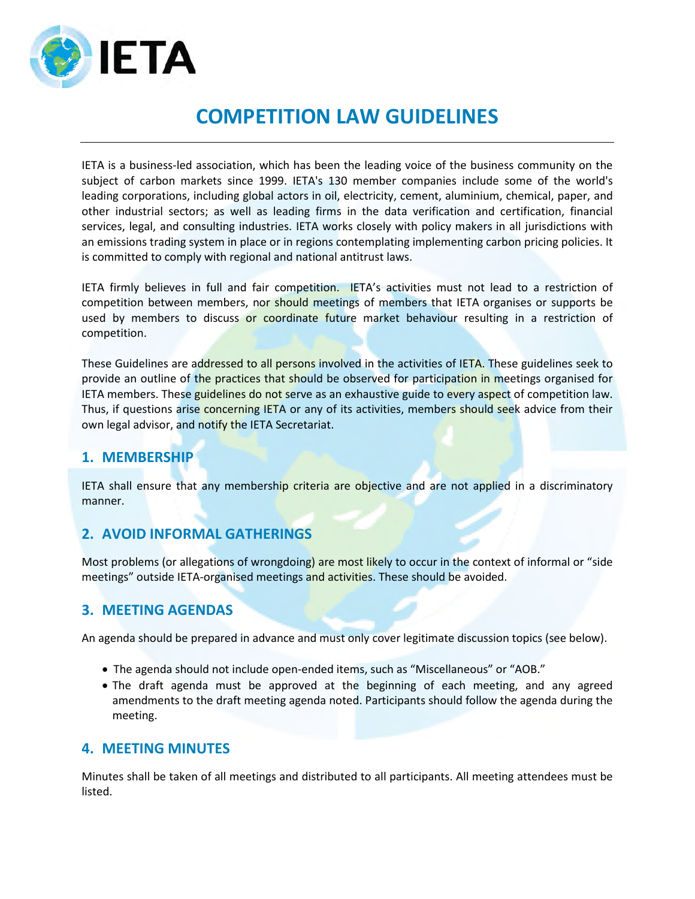# COMPETITION LAW GUIDELINES

IETA is a business-led association, which has been the leading voice of the business community on the subject of carbon markets since 1999. IETA's 130 member companies include some of the world's leading corporations, including global actors in oil, electricity, cement, aluminium, chemical, paper, and other industrial sectors; as well as leading firms in the data verification and certification, financial services, legal, and consulting industries. IETA works closely with policy makers in all jurisdictions with an emissions trading system in place or in regions contemplating implementing carbon pricing policies. It is committed to comply with regional and national antitrust laws.

IETA firmly believes in full and fair competition. IETA's activities must not lead to a restriction of competition between members, nor should meetings of members that IETA organises or supports be used by members to discuss or coordinate future market behaviour resulting in a restriction of competition.

These Guidelines are addressed to all persons involved in the activities of IETA. These guidelines seek to provide an outline of the practices that should be observed for participation in meetings organised for IETA members. These guidelines do not serve as an exhaustive guide to every aspect of competition law. Thus, if questions arise concerning IETA or any of its activities, members should seek advice from their own legal advisor, and notify the IETA Secretariat.

## 1. MEMBERSHIP

IETA shall ensure that any membership criteria are objective and are not applied in a discriminatory manner.

## 2. AVOID INFORMAL GATHERINGS

Most problems (or allegations of wrongdoing) are most likely to occur in the context of informal or "side meetings" outside IETA-organised meetings and activities. These should be avoided.

## 3. MEETING AGENDAS

An agenda should be prepared in advance and must only cover legitimate discussion topics (see below).

- The agenda should not include open-ended items, such as "Miscellaneous" or "AOB."
- The draft agenda must be approved at the beginning of each meeting, and any agreed amendments to the draft meeting agenda noted. Participants should follow the agenda during the meeting.

## 4. MEETING MINUTES

Minutes shall be taken of all meetings and distributed to all participants. All meeting attendees must be listed.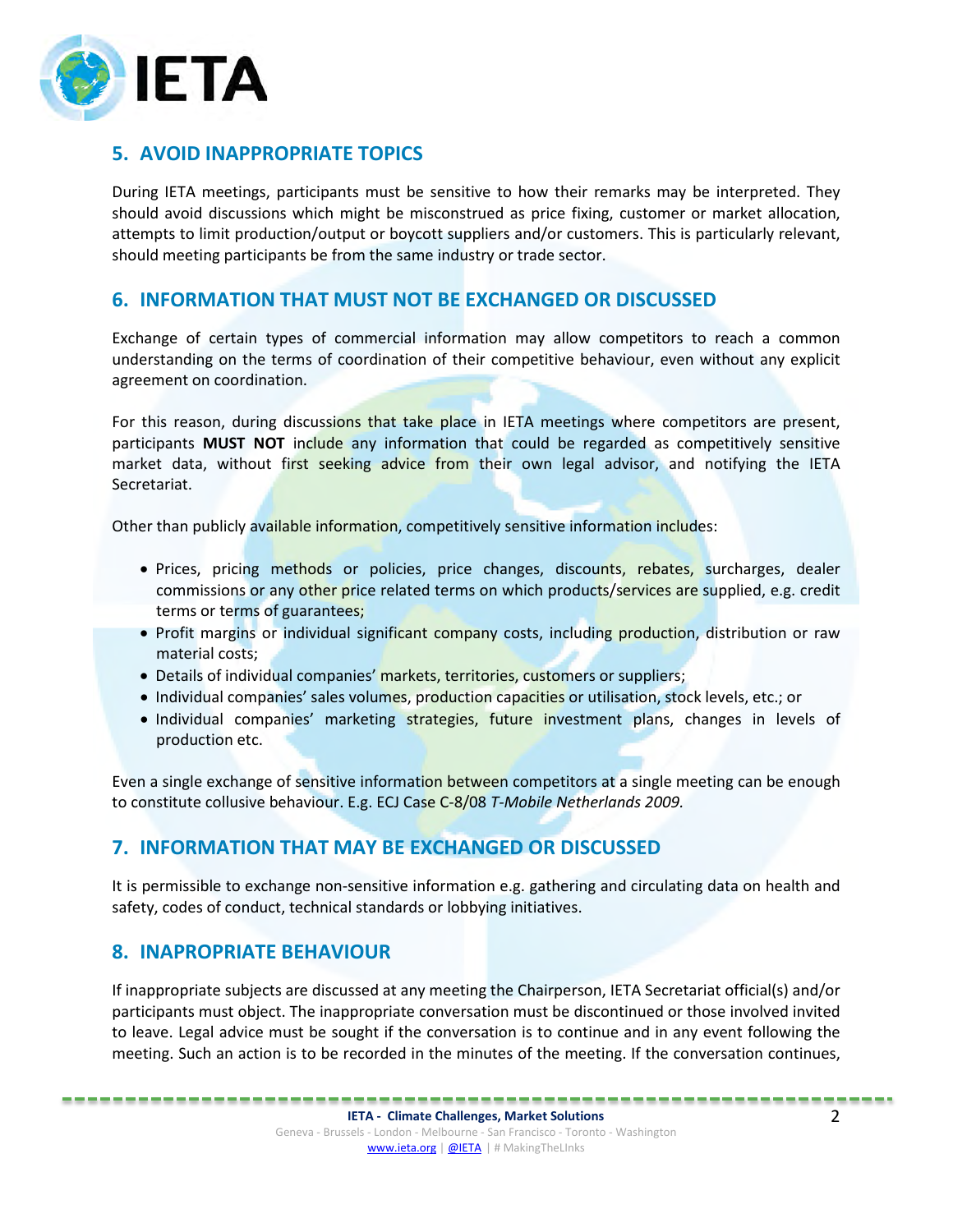## 5. AVOID INAPPROPRIATE TOPICS

During IETA meetings, participants must be sensitive to how their remarks may be interpreted. They should avoid discussions which might be misconstrued as price fixing, customer or market allocation, attempts to limit production/output or boycott suppliers and/or customers. This is particularly relevant, should meeting participants be from the same industry or trade sector.

## 6. INFORMATION THAT MUST NOT BE EXCHANGED OR DISCUSSED

Exchange of certain types of commercial information may allow competitors to reach a common understanding on the terms of coordination of their competitive behaviour, even without any explicit agreement on coordination.

For this reason, during discussions that take place in IETA meetings where competitors are present, participants **MUST NOT** include any information that could be regarded as competitively sensitive market data, without first seeking advice from their own legal advisor, and notifying the IETA Secretariat.

Other than publicly available information, competitively sensitive information includes:

- Prices, pricing methods or policies, price changes, discounts, rebates, surcharges, dealer commissions or any other price related terms on which products/services are supplied, e.g. credit terms or terms of guarantees;
- Profit margins or individual significant company costs, including production, distribution or raw material costs;
- Details of individual companies' markets, territories, customers or suppliers;
- Individual companies' sales volumes, production capacities or utilisation, stock levels, etc.; or
- Individual companies' marketing strategies, future investment plans, changes in levels of production etc.

Even a single exchange of sensitive information between competitors at a single meeting can be enough to constitute collusive behaviour. E.g. ECJ Case C-8/08 *T-Mobile Netherlands 2009.*

## 7. INFORMATION THAT MAY BE EXCHANGED OR DISCUSSED

It is permissible to exchange non-sensitive information e.g. gathering and circulating data on health and safety, codes of conduct, technical standards or lobbying initiatives.

## 8. INAPROPRIATE BEHAVIOUR

If inappropriate subjects are discussed at any meeting the Chairperson, IETA Secretariat official(s) and/or participants must object. The inappropriate conversation must be discontinued or those involved invited to leave. Legal advice must be sought if the conversation is to continue and in any event following the meeting. Such an action is to be recorded in the minutes of the meeting. If the conversation continues,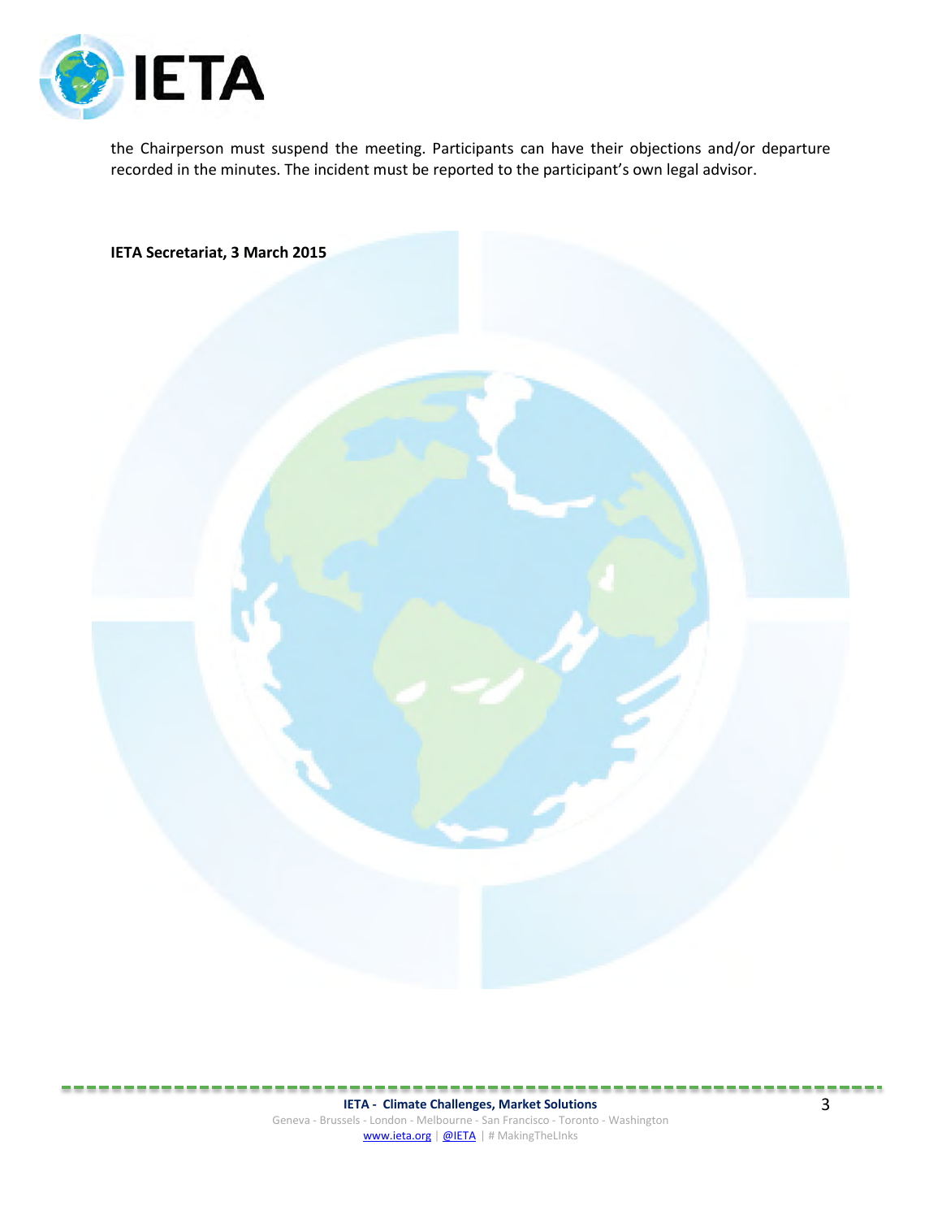the Chairperson must suspend the meeting. Participants can have their objections and/or departure recorded in the minutes. The incident must be reported to the participant's own legal advisor.

**IETA Secretariat, 3 March 2015**